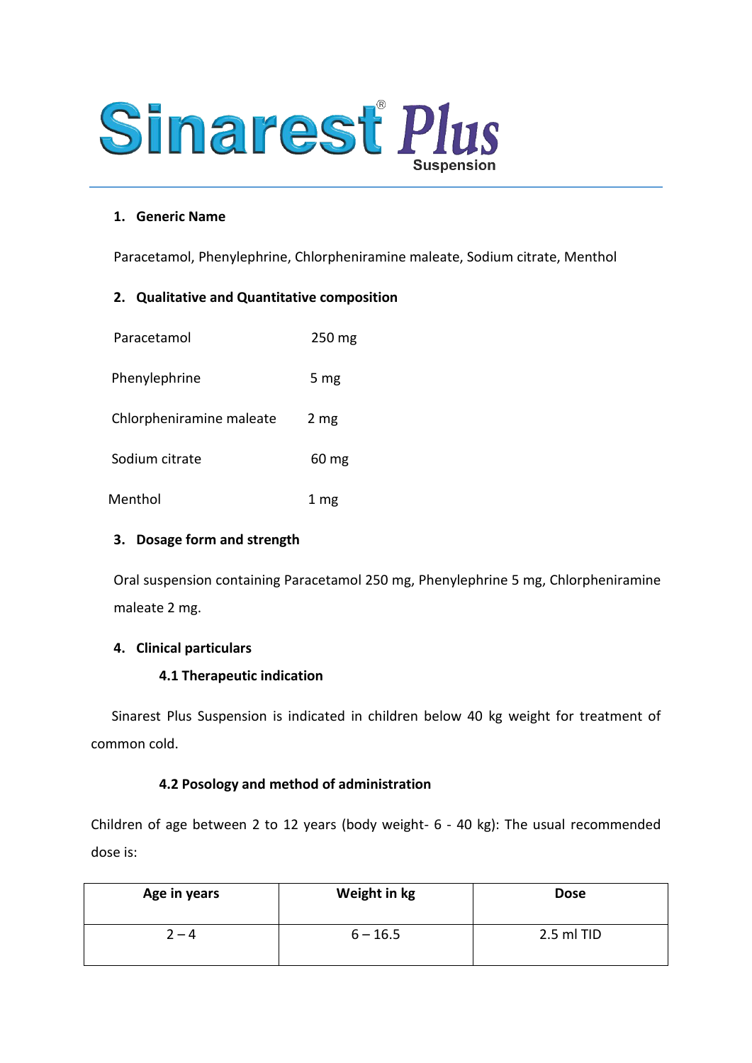# Sinarest® Plus

Suspension

## 1. Generic Name

Paracetamol, Phenylephrine, Chlorpheniramine maleate, Sodium citrate, Menthol

## 2. Qualitative and Quantitative composition

| | |
|---|---|
| Paracetamol | 250 mg |
| Phenylephrine | 5 mg |
| Chlorpheniramine maleate | 2 mg |
| Sodium citrate | 60 mg |
| Menthol | 1 mg |

## 3. Dosage form and strength

Oral suspension containing Paracetamol 250 mg, Phenylephrine 5 mg, Chlorpheniramine maleate 2 mg.

## 4. Clinical particulars

### 4.1 Therapeutic indication

Sinarest Plus Suspension is indicated in children below 40 kg weight for treatment of common cold.

### 4.2 Posology and method of administration

Children of age between 2 to 12 years (body weight- 6 - 40 kg): The usual recommended dose is:

| Age in years | Weight in kg | Dose |
|---|---|---|
| 2 – 4 | 6 – 16.5 | 2.5 ml TID |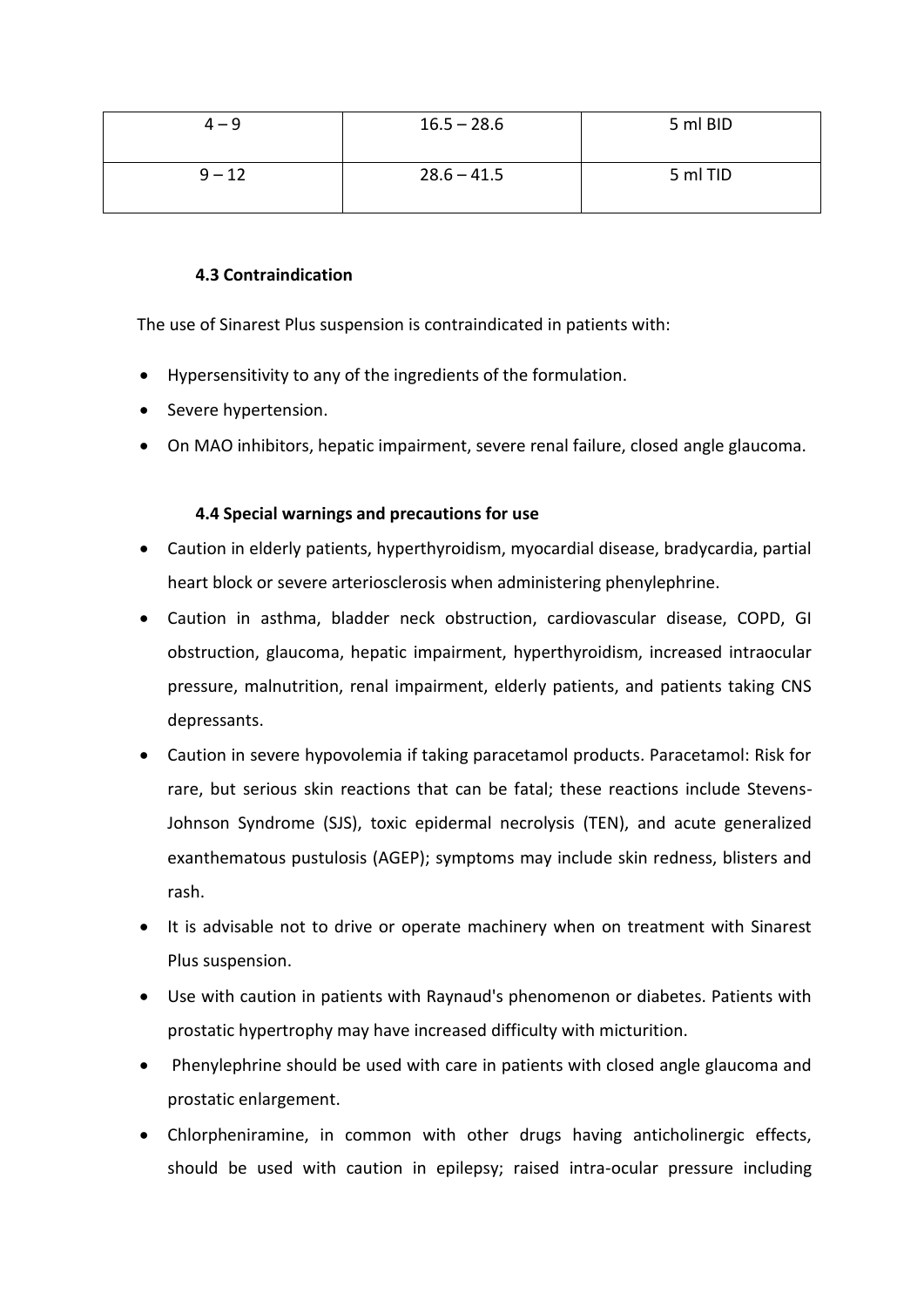| 4 – 9 | 16.5 – 28.6 | 5 ml BID |
|---|---|---|
| 9 – 12 | 28.6 – 41.5 | 5 ml TID |

### 4.3 Contraindication

The use of Sinarest Plus suspension is contraindicated in patients with:

- Hypersensitivity to any of the ingredients of the formulation.
- Severe hypertension.
- On MAO inhibitors, hepatic impairment, severe renal failure, closed angle glaucoma.

### 4.4 Special warnings and precautions for use

- Caution in elderly patients, hyperthyroidism, myocardial disease, bradycardia, partial heart block or severe arteriosclerosis when administering phenylephrine.
- Caution in asthma, bladder neck obstruction, cardiovascular disease, COPD, GI obstruction, glaucoma, hepatic impairment, hyperthyroidism, increased intraocular pressure, malnutrition, renal impairment, elderly patients, and patients taking CNS depressants.
- Caution in severe hypovolemia if taking paracetamol products. Paracetamol: Risk for rare, but serious skin reactions that can be fatal; these reactions include Stevens-Johnson Syndrome (SJS), toxic epidermal necrolysis (TEN), and acute generalized exanthematous pustulosis (AGEP); symptoms may include skin redness, blisters and rash.
- It is advisable not to drive or operate machinery when on treatment with Sinarest Plus suspension.
- Use with caution in patients with Raynaud's phenomenon or diabetes. Patients with prostatic hypertrophy may have increased difficulty with micturition.
- Phenylephrine should be used with care in patients with closed angle glaucoma and prostatic enlargement.
- Chlorpheniramine, in common with other drugs having anticholinergic effects, should be used with caution in epilepsy; raised intra-ocular pressure including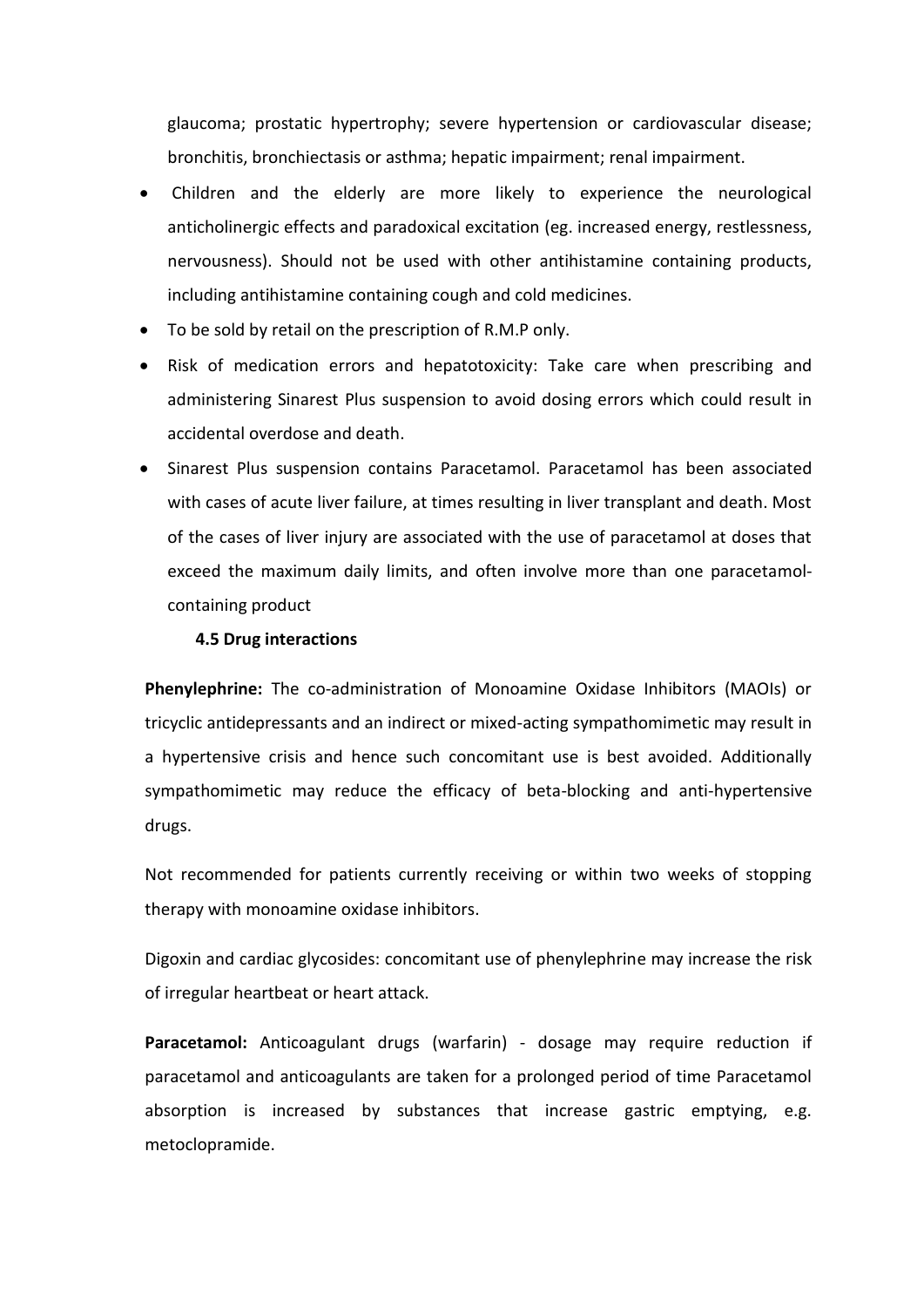glaucoma; prostatic hypertrophy; severe hypertension or cardiovascular disease; bronchitis, bronchiectasis or asthma; hepatic impairment; renal impairment.

- Children and the elderly are more likely to experience the neurological anticholinergic effects and paradoxical excitation (eg. increased energy, restlessness, nervousness). Should not be used with other antihistamine containing products, including antihistamine containing cough and cold medicines.
- To be sold by retail on the prescription of R.M.P only.
- Risk of medication errors and hepatotoxicity: Take care when prescribing and administering Sinarest Plus suspension to avoid dosing errors which could result in accidental overdose and death.
- Sinarest Plus suspension contains Paracetamol. Paracetamol has been associated with cases of acute liver failure, at times resulting in liver transplant and death. Most of the cases of liver injury are associated with the use of paracetamol at doses that exceed the maximum daily limits, and often involve more than one paracetamol-containing product

### 4.5 Drug interactions

**Phenylephrine:** The co-administration of Monoamine Oxidase Inhibitors (MAOIs) or tricyclic antidepressants and an indirect or mixed-acting sympathomimetic may result in a hypertensive crisis and hence such concomitant use is best avoided. Additionally sympathomimetic may reduce the efficacy of beta-blocking and anti-hypertensive drugs.

Not recommended for patients currently receiving or within two weeks of stopping therapy with monoamine oxidase inhibitors.

Digoxin and cardiac glycosides: concomitant use of phenylephrine may increase the risk of irregular heartbeat or heart attack.

**Paracetamol:** Anticoagulant drugs (warfarin) - dosage may require reduction if paracetamol and anticoagulants are taken for a prolonged period of time Paracetamol absorption is increased by substances that increase gastric emptying, e.g. metoclopramide.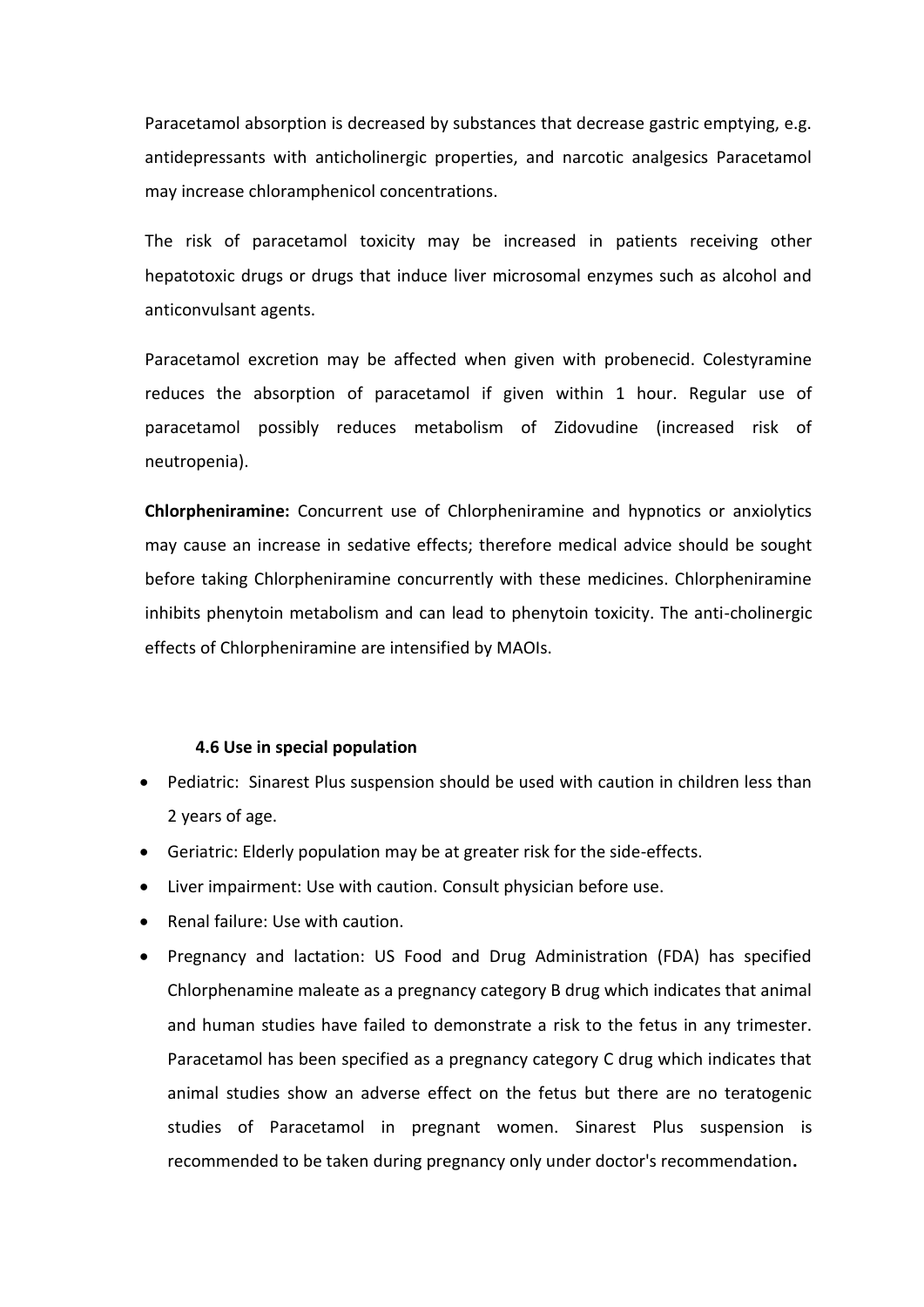Paracetamol absorption is decreased by substances that decrease gastric emptying, e.g. antidepressants with anticholinergic properties, and narcotic analgesics Paracetamol may increase chloramphenicol concentrations.

The risk of paracetamol toxicity may be increased in patients receiving other hepatotoxic drugs or drugs that induce liver microsomal enzymes such as alcohol and anticonvulsant agents.

Paracetamol excretion may be affected when given with probenecid. Colestyramine reduces the absorption of paracetamol if given within 1 hour. Regular use of paracetamol possibly reduces metabolism of Zidovudine (increased risk of neutropenia).

**Chlorpheniramine:** Concurrent use of Chlorpheniramine and hypnotics or anxiolytics may cause an increase in sedative effects; therefore medical advice should be sought before taking Chlorpheniramine concurrently with these medicines. Chlorpheniramine inhibits phenytoin metabolism and can lead to phenytoin toxicity. The anti-cholinergic effects of Chlorpheniramine are intensified by MAOIs.

### 4.6 Use in special population

- Pediatric: Sinarest Plus suspension should be used with caution in children less than 2 years of age.
- Geriatric: Elderly population may be at greater risk for the side-effects.
- Liver impairment: Use with caution. Consult physician before use.
- Renal failure: Use with caution.
- Pregnancy and lactation: US Food and Drug Administration (FDA) has specified Chlorphenamine maleate as a pregnancy category B drug which indicates that animal and human studies have failed to demonstrate a risk to the fetus in any trimester. Paracetamol has been specified as a pregnancy category C drug which indicates that animal studies show an adverse effect on the fetus but there are no teratogenic studies of Paracetamol in pregnant women. Sinarest Plus suspension is recommended to be taken during pregnancy only under doctor's recommendation**.**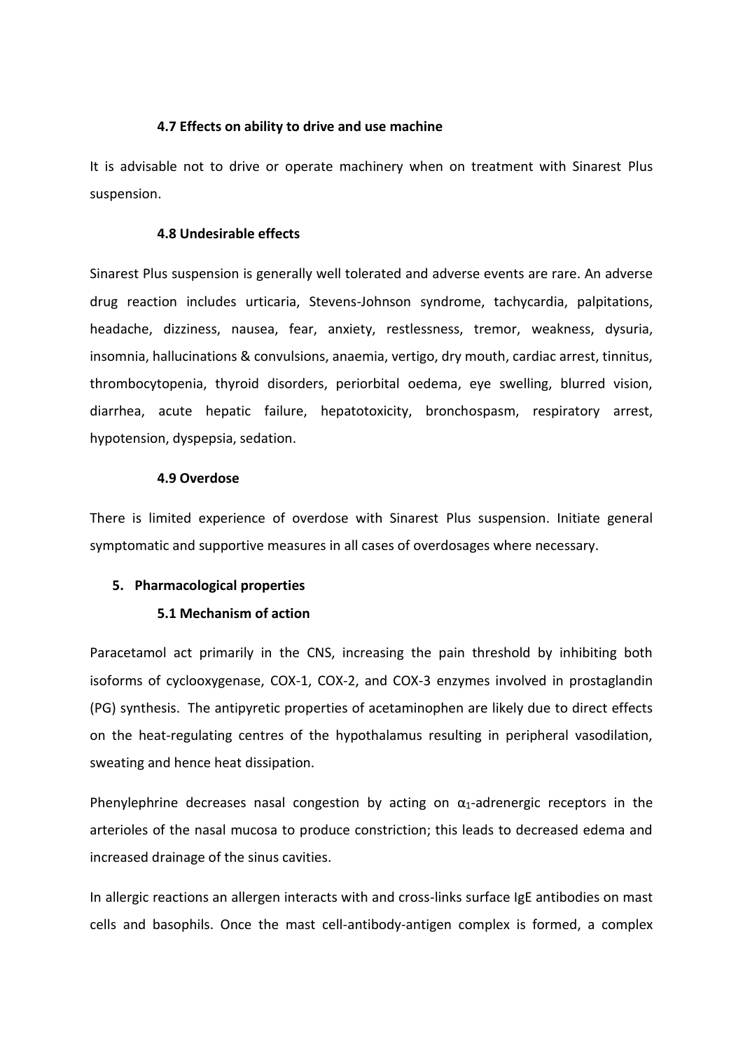### 4.7 Effects on ability to drive and use machine

It is advisable not to drive or operate machinery when on treatment with Sinarest Plus suspension.

### 4.8 Undesirable effects

Sinarest Plus suspension is generally well tolerated and adverse events are rare. An adverse drug reaction includes urticaria, Stevens-Johnson syndrome, tachycardia, palpitations, headache, dizziness, nausea, fear, anxiety, restlessness, tremor, weakness, dysuria, insomnia, hallucinations & convulsions, anaemia, vertigo, dry mouth, cardiac arrest, tinnitus, thrombocytopenia, thyroid disorders, periorbital oedema, eye swelling, blurred vision, diarrhea, acute hepatic failure, hepatotoxicity, bronchospasm, respiratory arrest, hypotension, dyspepsia, sedation.

### 4.9 Overdose

There is limited experience of overdose with Sinarest Plus suspension. Initiate general symptomatic and supportive measures in all cases of overdosages where necessary.

## 5. Pharmacological properties

### 5.1 Mechanism of action

Paracetamol act primarily in the CNS, increasing the pain threshold by inhibiting both isoforms of cyclooxygenase, COX-1, COX-2, and COX-3 enzymes involved in prostaglandin (PG) synthesis. The antipyretic properties of acetaminophen are likely due to direct effects on the heat-regulating centres of the hypothalamus resulting in peripheral vasodilation, sweating and hence heat dissipation.

Phenylephrine decreases nasal congestion by acting on $\alpha_1$-adrenergic receptors in the arterioles of the nasal mucosa to produce constriction; this leads to decreased edema and increased drainage of the sinus cavities.

In allergic reactions an allergen interacts with and cross-links surface IgE antibodies on mast cells and basophils. Once the mast cell-antibody-antigen complex is formed, a complex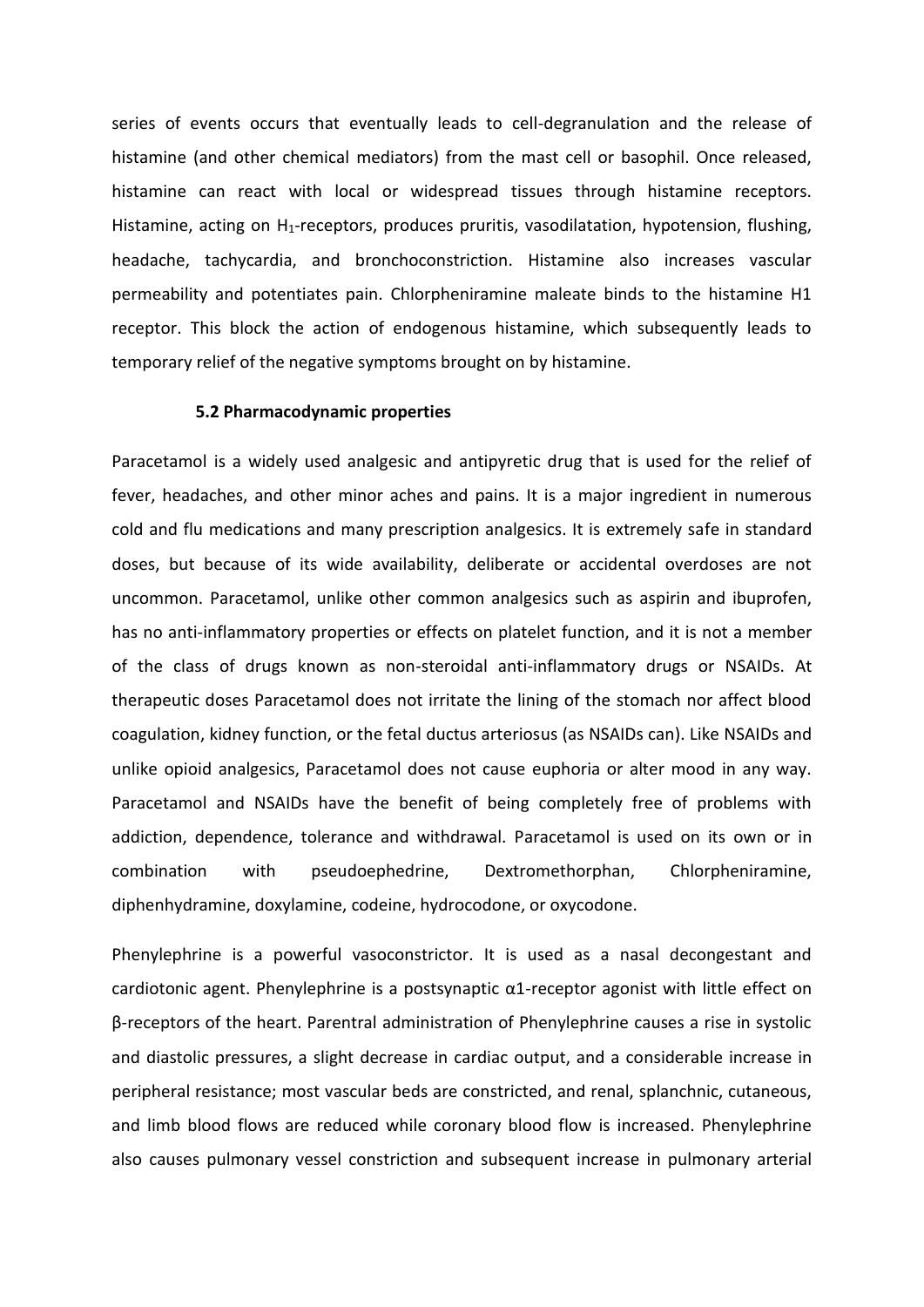series of events occurs that eventually leads to cell-degranulation and the release of histamine (and other chemical mediators) from the mast cell or basophil. Once released, histamine can react with local or widespread tissues through histamine receptors. Histamine, acting on $H_1$-receptors, produces pruritis, vasodilatation, hypotension, flushing, headache, tachycardia, and bronchoconstriction. Histamine also increases vascular permeability and potentiates pain. Chlorpheniramine maleate binds to the histamine H1 receptor. This block the action of endogenous histamine, which subsequently leads to temporary relief of the negative symptoms brought on by histamine.

### 5.2 Pharmacodynamic properties

Paracetamol is a widely used analgesic and antipyretic drug that is used for the relief of fever, headaches, and other minor aches and pains. It is a major ingredient in numerous cold and flu medications and many prescription analgesics. It is extremely safe in standard doses, but because of its wide availability, deliberate or accidental overdoses are not uncommon. Paracetamol, unlike other common analgesics such as aspirin and ibuprofen, has no anti-inflammatory properties or effects on platelet function, and it is not a member of the class of drugs known as non-steroidal anti-inflammatory drugs or NSAIDs. At therapeutic doses Paracetamol does not irritate the lining of the stomach nor affect blood coagulation, kidney function, or the fetal ductus arteriosus (as NSAIDs can). Like NSAIDs and unlike opioid analgesics, Paracetamol does not cause euphoria or alter mood in any way. Paracetamol and NSAIDs have the benefit of being completely free of problems with addiction, dependence, tolerance and withdrawal. Paracetamol is used on its own or in combination with pseudoephedrine, Dextromethorphan, Chlorpheniramine, diphenhydramine, doxylamine, codeine, hydrocodone, or oxycodone.

Phenylephrine is a powerful vasoconstrictor. It is used as a nasal decongestant and cardiotonic agent. Phenylephrine is a postsynaptic α1-receptor agonist with little effect on β-receptors of the heart. Parentral administration of Phenylephrine causes a rise in systolic and diastolic pressures, a slight decrease in cardiac output, and a considerable increase in peripheral resistance; most vascular beds are constricted, and renal, splanchnic, cutaneous, and limb blood flows are reduced while coronary blood flow is increased. Phenylephrine also causes pulmonary vessel constriction and subsequent increase in pulmonary arterial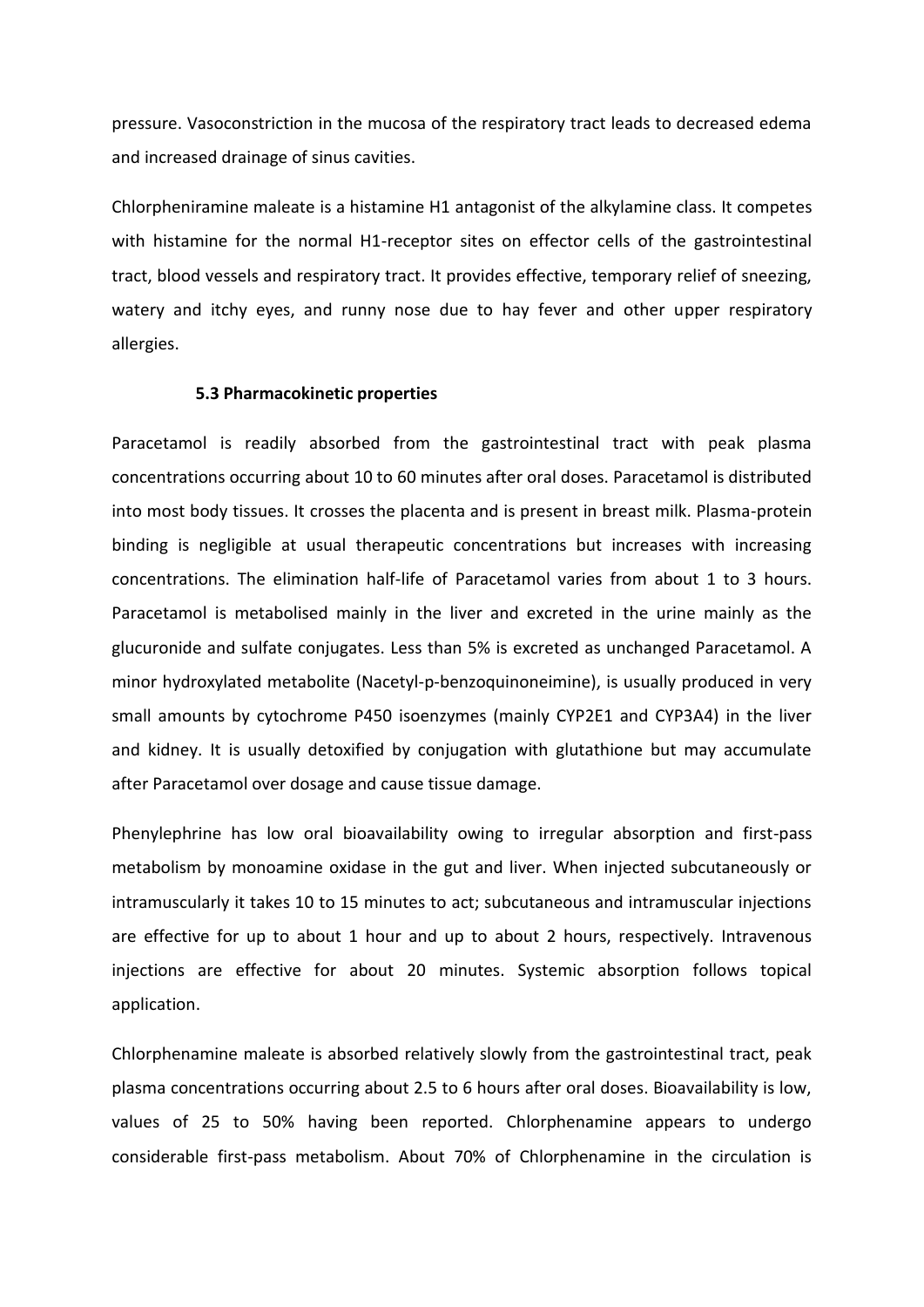pressure. Vasoconstriction in the mucosa of the respiratory tract leads to decreased edema and increased drainage of sinus cavities.

Chlorpheniramine maleate is a histamine H1 antagonist of the alkylamine class. It competes with histamine for the normal H1-receptor sites on effector cells of the gastrointestinal tract, blood vessels and respiratory tract. It provides effective, temporary relief of sneezing, watery and itchy eyes, and runny nose due to hay fever and other upper respiratory allergies.

### 5.3 Pharmacokinetic properties

Paracetamol is readily absorbed from the gastrointestinal tract with peak plasma concentrations occurring about 10 to 60 minutes after oral doses. Paracetamol is distributed into most body tissues. It crosses the placenta and is present in breast milk. Plasma-protein binding is negligible at usual therapeutic concentrations but increases with increasing concentrations. The elimination half-life of Paracetamol varies from about 1 to 3 hours. Paracetamol is metabolised mainly in the liver and excreted in the urine mainly as the glucuronide and sulfate conjugates. Less than 5% is excreted as unchanged Paracetamol. A minor hydroxylated metabolite (Nacetyl-p-benzoquinoneimine), is usually produced in very small amounts by cytochrome P450 isoenzymes (mainly CYP2E1 and CYP3A4) in the liver and kidney. It is usually detoxified by conjugation with glutathione but may accumulate after Paracetamol over dosage and cause tissue damage.

Phenylephrine has low oral bioavailability owing to irregular absorption and first-pass metabolism by monoamine oxidase in the gut and liver. When injected subcutaneously or intramuscularly it takes 10 to 15 minutes to act; subcutaneous and intramuscular injections are effective for up to about 1 hour and up to about 2 hours, respectively. Intravenous injections are effective for about 20 minutes. Systemic absorption follows topical application.

Chlorphenamine maleate is absorbed relatively slowly from the gastrointestinal tract, peak plasma concentrations occurring about 2.5 to 6 hours after oral doses. Bioavailability is low, values of 25 to 50% having been reported. Chlorphenamine appears to undergo considerable first-pass metabolism. About 70% of Chlorphenamine in the circulation is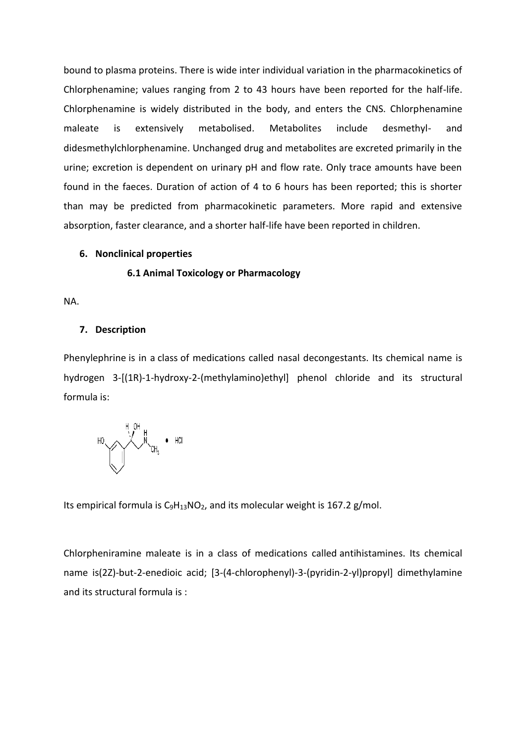bound to plasma proteins. There is wide inter individual variation in the pharmacokinetics of Chlorphenamine; values ranging from 2 to 43 hours have been reported for the half-life. Chlorphenamine is widely distributed in the body, and enters the CNS. Chlorphenamine maleate is extensively metabolised. Metabolites include desmethyl- and didesmethylchlorphenamine. Unchanged drug and metabolites are excreted primarily in the urine; excretion is dependent on urinary pH and flow rate. Only trace amounts have been found in the faeces. Duration of action of 4 to 6 hours has been reported; this is shorter than may be predicted from pharmacokinetic parameters. More rapid and extensive absorption, faster clearance, and a shorter half-life have been reported in children.

## 6. Nonclinical properties

### 6.1 Animal Toxicology or Pharmacology

NA.

## 7. Description

Phenylephrine is in a class of medications called nasal decongestants. Its chemical name is hydrogen 3-[(1R)-1-hydroxy-2-(methylamino)ethyl] phenol chloride and its structural formula is:

Its empirical formula is $C_9H_{13}NO_2$, and its molecular weight is 167.2 g/mol.

Chlorpheniramine maleate is in a class of medications called antihistamines. Its chemical name is(2Z)-but-2-enedioic acid; [3-(4-chlorophenyl)-3-(pyridin-2-yl)propyl] dimethylamine and its structural formula is :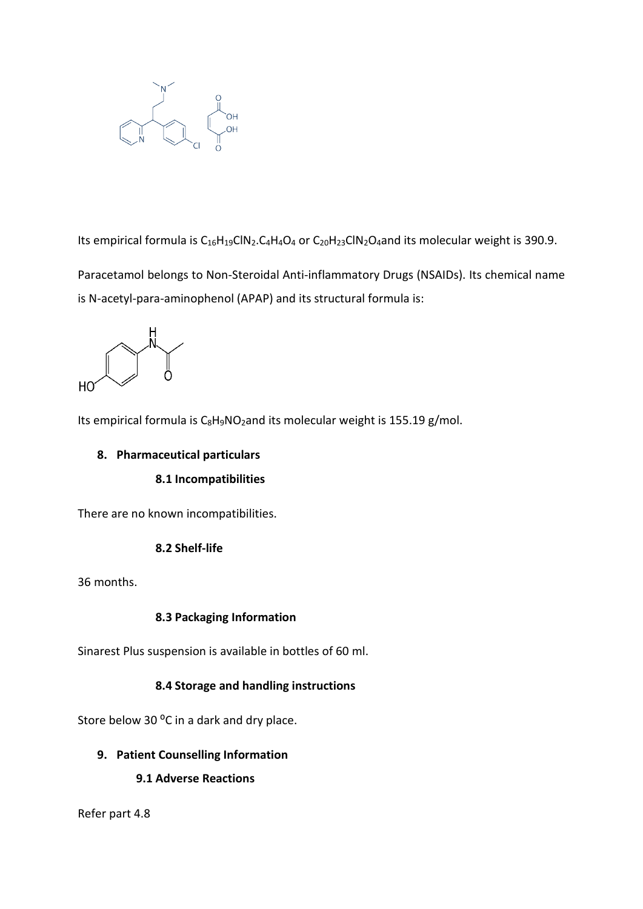Its empirical formula is $C_{16}H_{19}ClN_2.C_4H_4O_4$ or $C_{20}H_{23}ClN_2O_4$and its molecular weight is 390.9.

Paracetamol belongs to Non-Steroidal Anti-inflammatory Drugs (NSAIDs). Its chemical name is N-acetyl-para-aminophenol (APAP) and its structural formula is:

Its empirical formula is $C_8H_9NO_2$and its molecular weight is 155.19 g/mol.

## 8. Pharmaceutical particulars

### 8.1 Incompatibilities

There are no known incompatibilities.

### 8.2 Shelf-life

36 months.

### 8.3 Packaging Information

Sinarest Plus suspension is available in bottles of 60 ml.

### 8.4 Storage and handling instructions

Store below 30 $^{o}C$ in a dark and dry place.

## 9. Patient Counselling Information

### 9.1 Adverse Reactions

Refer part 4.8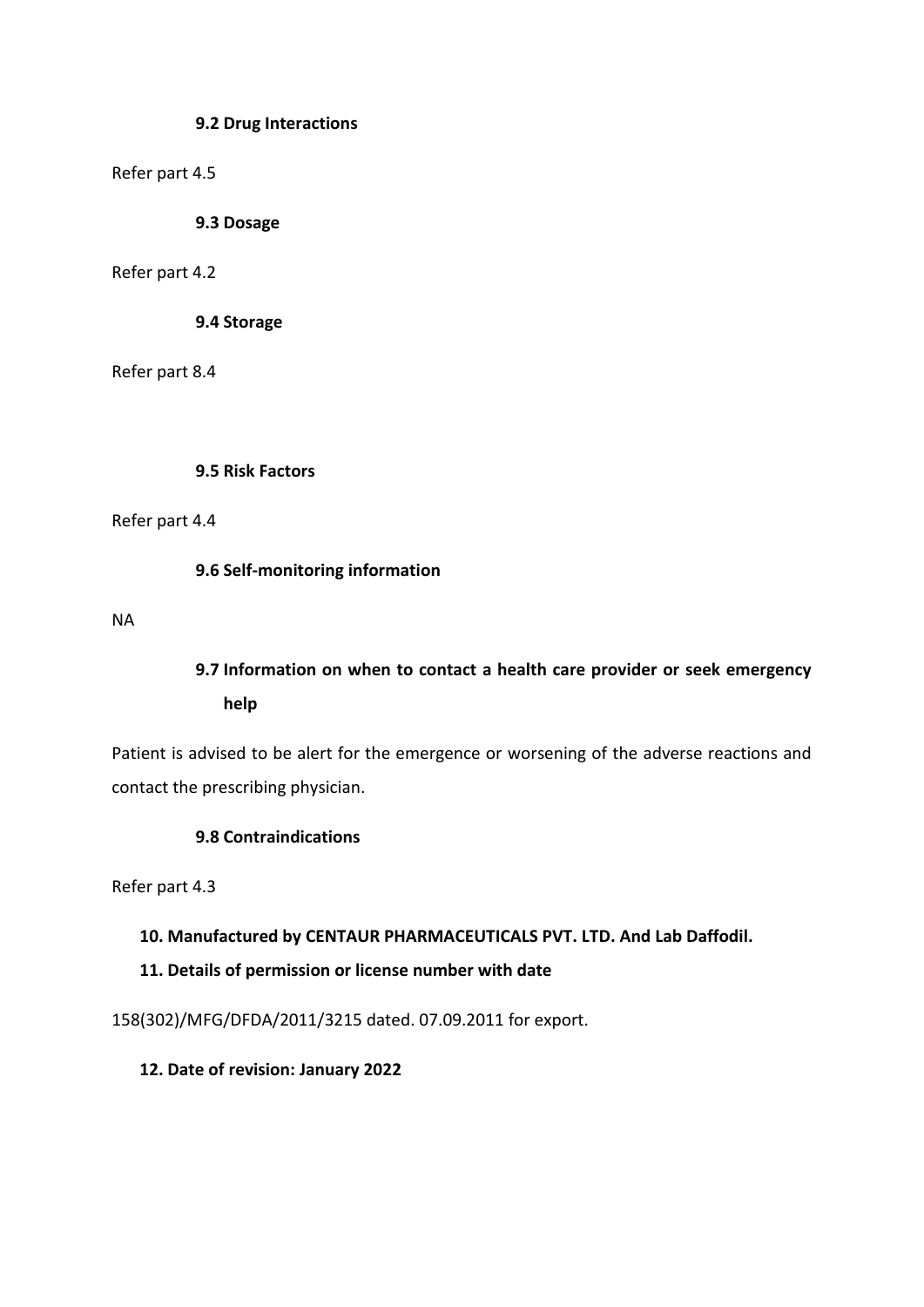**9.2 Drug Interactions**

Refer part 4.5

**9.3 Dosage**

Refer part 4.2

**9.4 Storage**

Refer part 8.4

**9.5 Risk Factors**

Refer part 4.4

**9.6 Self-monitoring information**

NA

**9.7 Information on when to contact a health care provider or seek emergency help**

Patient is advised to be alert for the emergence or worsening of the adverse reactions and contact the prescribing physician.

**9.8 Contraindications**

Refer part 4.3

**10. Manufactured by CENTAUR PHARMACEUTICALS PVT. LTD. And Lab Daffodil.**

**11. Details of permission or license number with date**

158(302)/MFG/DFDA/2011/3215 dated. 07.09.2011 for export.

**12. Date of revision: January 2022**